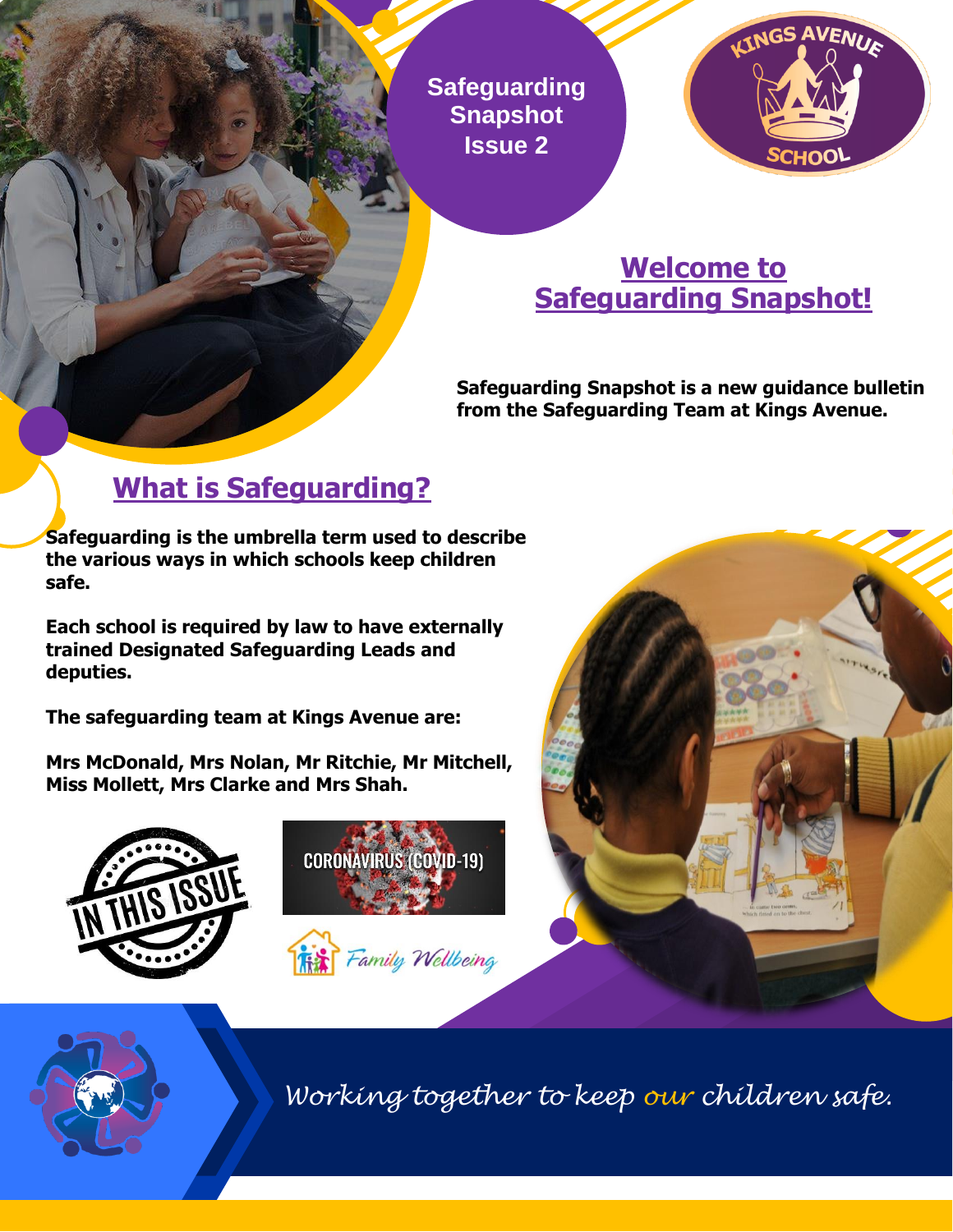# Safeguarding Snapshot Issue 2

KINGS AVENUE SCHOOL

## Welcome to Safeguarding Snapshot!

**Safeguarding Snapshot is a new guidance bulletin from the Safeguarding Team at Kings Avenue.**

## What is Safeguarding?

**Safeguarding is the umbrella term used to describe the various ways in which schools keep children safe.**

**Each school is required by law to have externally trained Designated Safeguarding Leads and deputies.**

**The safeguarding team at Kings Avenue are:**

**Mrs McDonald, Mrs Nolan, Mr Ritchie, Mr Mitchell, Miss Mollett, Mrs Clarke and Mrs Shah.**

IN THIS ISSUE

- CORONAVIRUS (COVID-19)
- Family Wellbeing

*Working together to keep our children safe.*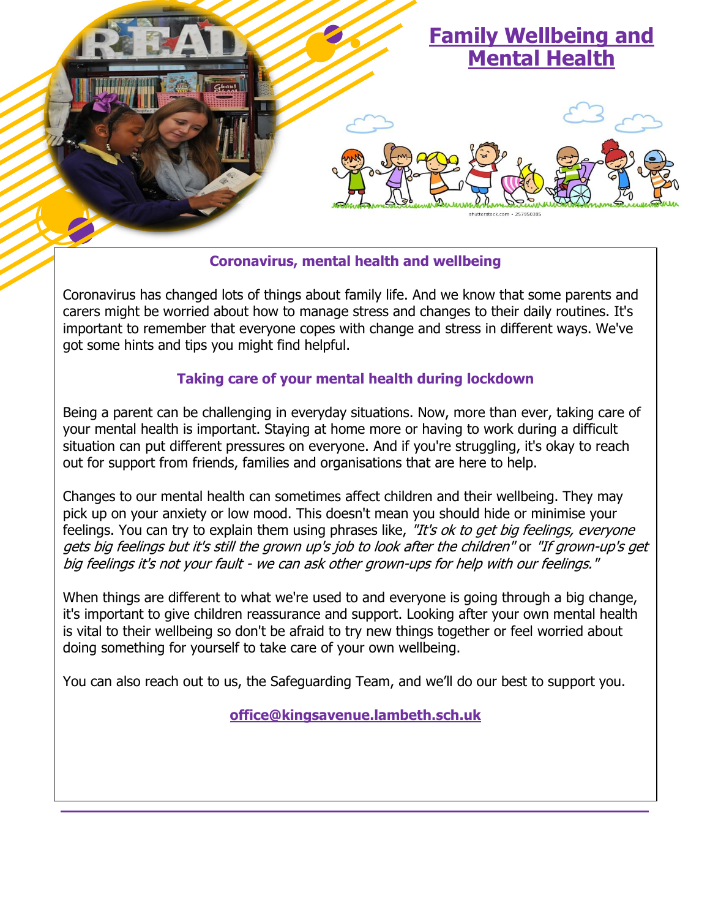# Family Wellbeing and Mental Health

## Coronavirus, mental health and wellbeing

Coronavirus has changed lots of things about family life. And we know that some parents and carers might be worried about how to manage stress and changes to their daily routines. It's important to remember that everyone copes with change and stress in different ways. We've got some hints and tips you might find helpful.

## Taking care of your mental health during lockdown

Being a parent can be challenging in everyday situations. Now, more than ever, taking care of your mental health is important. Staying at home more or having to work during a difficult situation can put different pressures on everyone. And if you're struggling, it's okay to reach out for support from friends, families and organisations that are here to help.

Changes to our mental health can sometimes affect children and their wellbeing. They may pick up on your anxiety or low mood. This doesn't mean you should hide or minimise your feelings. You can try to explain them using phrases like, *"It's ok to get big feelings, everyone gets big feelings but it's still the grown up's job to look after the children"* or *"If grown-up's get big feelings it's not your fault - we can ask other grown-ups for help with our feelings."*

When things are different to what we're used to and everyone is going through a big change, it's important to give children reassurance and support. Looking after your own mental health is vital to their wellbeing so don't be afraid to try new things together or feel worried about doing something for yourself to take care of your own wellbeing.

You can also reach out to us, the Safeguarding Team, and we'll do our best to support you.

**office@kingsavenue.lambeth.sch.uk**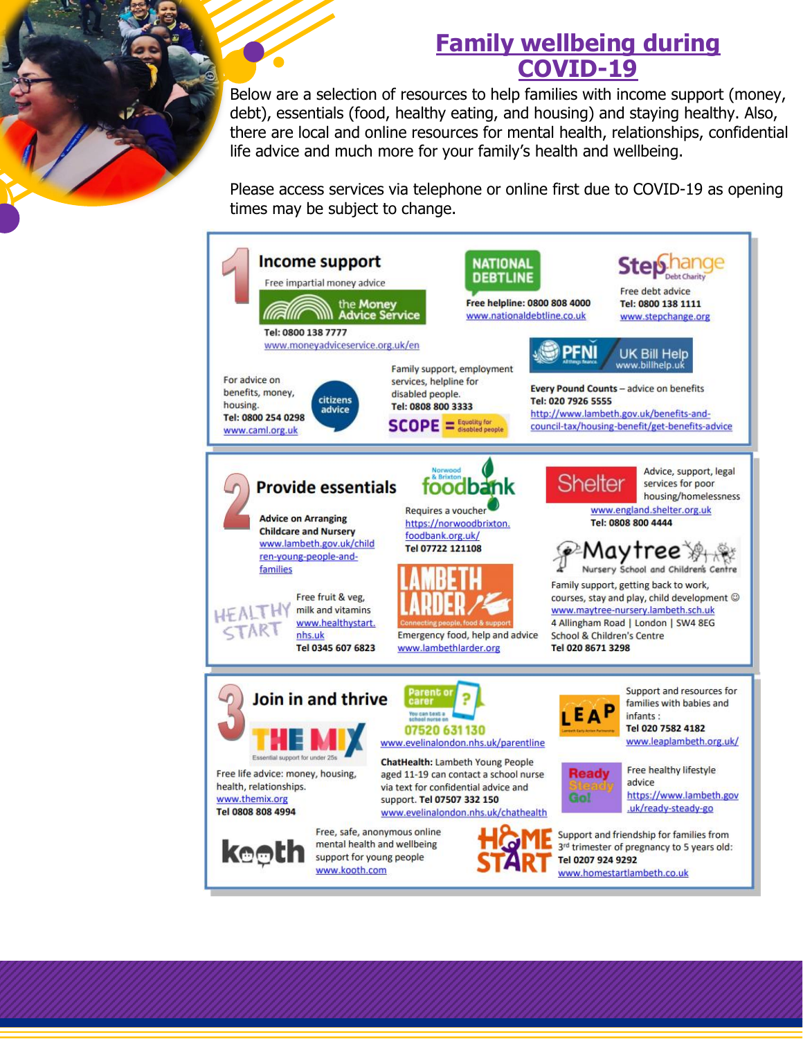# Family wellbeing during COVID-19

Below are a selection of resources to help families with income support (money, debt), essentials (food, healthy eating, and housing) and staying healthy. Also, there are local and online resources for mental health, relationships, confidential life advice and much more for your family's health and wellbeing.

Please access services via telephone or online first due to COVID-19 as opening times may be subject to change.

## 1 Income support

**the Money Advice Service**
Free impartial money advice
Tel: 0800 138 7777
www.moneyadviceservice.org.uk/en

**National Debtline**
Free helpline: 0800 808 4000
www.nationaldebtline.co.uk

**StepChange Debt Charity**
Free debt advice
Tel: 0800 138 1111
www.stepchange.org

**Citizens advice**
For advice on benefits, money, housing.
Tel: 0800 254 0298
www.caml.org.uk

**SCOPE = Equality for disabled people**
Family support, employment services, helpline for disabled people.
Tel: 0808 800 3333

**PFNI – UK Bill Help** www.billhelp.uk

**Every Pound Counts** – advice on benefits
Tel: 020 7926 5555
http://www.lambeth.gov.uk/benefits-and-council-tax/housing-benefit/get-benefits-advice

## 2 Provide essentials

**Advice on Arranging Childcare and Nursery**
www.lambeth.gov.uk/children-young-people-and-families

**Healthy Start**
Free fruit & veg, milk and vitamins
www.healthystart.nhs.uk
Tel 0345 607 6823

**Norwood & Brixton foodbank**
Requires a voucher
https://norwoodbrixton.foodbank.org.uk/
Tel 07722 121108

**Lambeth Larder** – Connecting people, food & support
Emergency food, help and advice
www.lambethlarder.org

**Shelter**
Advice, support, legal services for poor housing/homelessness
www.england.shelter.org.uk
Tel: 0808 800 4444

**Maytree Nursery School and Children's Centre**
Family support, getting back to work, courses, stay and play, child development ☺
www.maytree-nursery.lambeth.sch.uk
4 Allingham Road | London | SW4 8EG
School & Children's Centre
Tel 020 8671 3298

## 3 Join in and thrive

**THE MIX** – Essential support for under 25s
Free life advice: money, housing, health, relationships.
www.themix.org
Tel 0808 808 4994

**Parent or carer** – You can text a school nurse on
07520 631130
www.evelinalondon.nhs.uk/parentline

**ChatHealth:** Lambeth Young People aged 11-19 can contact a school nurse via text for confidential advice and support. **Tel 07507 332 150**
www.evelinalondon.nhs.uk/chathealth

**LEAP** – Lambeth Early Action Partnership
Support and resources for families with babies and infants :
Tel 020 7582 4182
www.leaplambeth.org.uk/

**Ready Steady Go!**
Free healthy lifestyle advice
https://www.lambeth.gov.uk/ready-steady-go

**kooth**
Free, safe, anonymous online mental health and wellbeing support for young people
www.kooth.com

**HOME START**
Support and friendship for families from 3rd trimester of pregnancy to 5 years old:
Tel 0207 924 9292
www.homestartlambeth.co.uk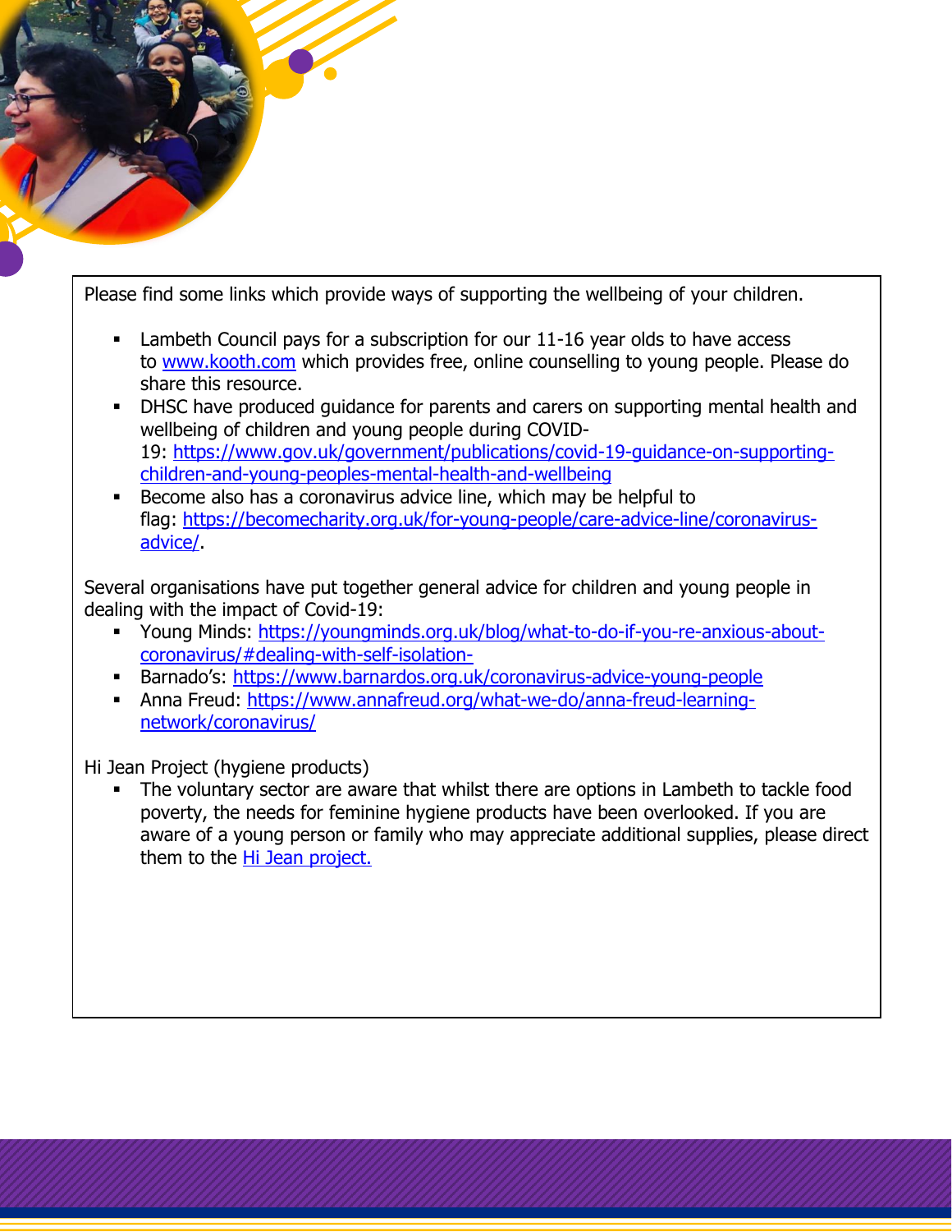Please find some links which provide ways of supporting the wellbeing of your children.

- Lambeth Council pays for a subscription for our 11-16 year olds to have access to www.kooth.com which provides free, online counselling to young people. Please do share this resource.
- DHSC have produced guidance for parents and carers on supporting mental health and wellbeing of children and young people during COVID-19: https://www.gov.uk/government/publications/covid-19-guidance-on-supporting-children-and-young-peoples-mental-health-and-wellbeing
- Become also has a coronavirus advice line, which may be helpful to flag: https://becomecharity.org.uk/for-young-people/care-advice-line/coronavirus-advice/.

Several organisations have put together general advice for children and young people in dealing with the impact of Covid-19:

- Young Minds: https://youngminds.org.uk/blog/what-to-do-if-you-re-anxious-about-coronavirus/#dealing-with-self-isolation-
- Barnado's: https://www.barnardos.org.uk/coronavirus-advice-young-people
- Anna Freud: https://www.annafreud.org/what-we-do/anna-freud-learning-network/coronavirus/

Hi Jean Project (hygiene products)

- The voluntary sector are aware that whilst there are options in Lambeth to tackle food poverty, the needs for feminine hygiene products have been overlooked. If you are aware of a young person or family who may appreciate additional supplies, please direct them to the Hi Jean project.